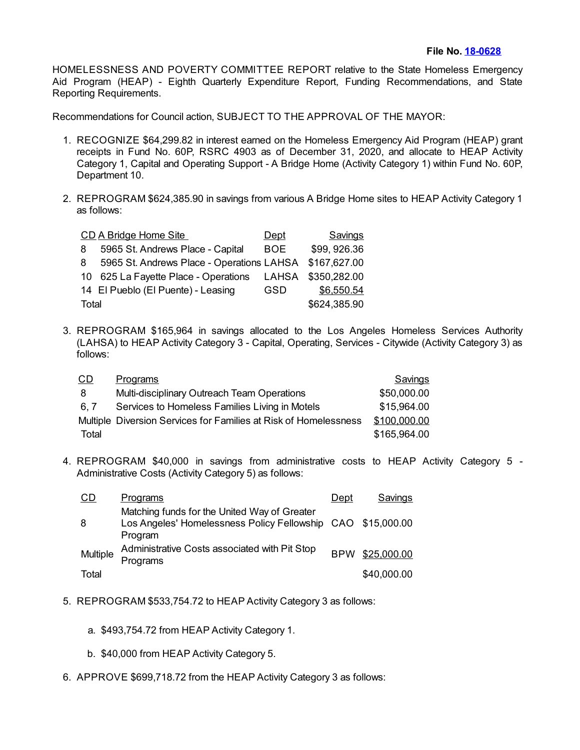**File No. 18-0628**

HOMELESSNESS AND POVERTY COMMITTEE REPORT relative to the State Homeless Emergency Aid Program (HEAP) - Eighth Quarterly Expenditure Report, Funding Recommendations, and State Reporting Requirements.

Recommendations for Council action, SUBJECT TO THE APPROVAL OF THE MAYOR:

1. RECOGNIZE $64,299.82 in interest earned on the Homeless Emergency Aid Program (HEAP) grant receipts in Fund No. 60P, RSRC 4903 as of December 31, 2020, and allocate to HEAP Activity Category 1, Capital and Operating Support - A Bridge Home (Activity Category 1) within Fund No. 60P, Department 10.

2. REPROGRAM $624,385.90 in savings from various A Bridge Home sites to HEAP Activity Category 1 as follows:

| CD | A Bridge Home Site | Dept | Savings |
|---|---|---|---|
| 8 | 5965 St. Andrews Place - Capital | BOE | $99, 926.36 |
| 8 | 5965 St. Andrews Place - Operations | LAHSA | $167,627.00 |
| 10 | 625 La Fayette Place - Operations | LAHSA | $350,282.00 |
| 14 | El Pueblo (El Puente) - Leasing | GSD | $6,550.54 |
| Total | | | $624,385.90 |

3. REPROGRAM $165,964 in savings allocated to the Los Angeles Homeless Services Authority (LAHSA) to HEAP Activity Category 3 - Capital, Operating, Services - Citywide (Activity Category 3) as follows:

| CD | Programs | Savings |
|---|---|---|
| 8 | Multi-disciplinary Outreach Team Operations | $50,000.00 |
| 6, 7 | Services to Homeless Families Living in Motels | $15,964.00 |
| Multiple | Diversion Services for Families at Risk of Homelessness | $100,000.00 |
| Total | | $165,964.00 |

4. REPROGRAM $40,000 in savings from administrative costs to HEAP Activity Category 5 - Administrative Costs (Activity Category 5) as follows:

| CD | Programs | Dept | Savings |
|---|---|---|---|
| 8 | Matching funds for the United Way of Greater Los Angeles' Homelessness Policy Fellowship Program | CAO | $15,000.00 |
| Multiple | Administrative Costs associated with Pit Stop Programs | BPW | $25,000.00 |
| Total | | | $40,000.00 |

5. REPROGRAM $533,754.72 to HEAP Activity Category 3 as follows:

   a. $493,754.72 from HEAP Activity Category 1.

   b. $40,000 from HEAP Activity Category 5.

6. APPROVE $699,718.72 from the HEAP Activity Category 3 as follows: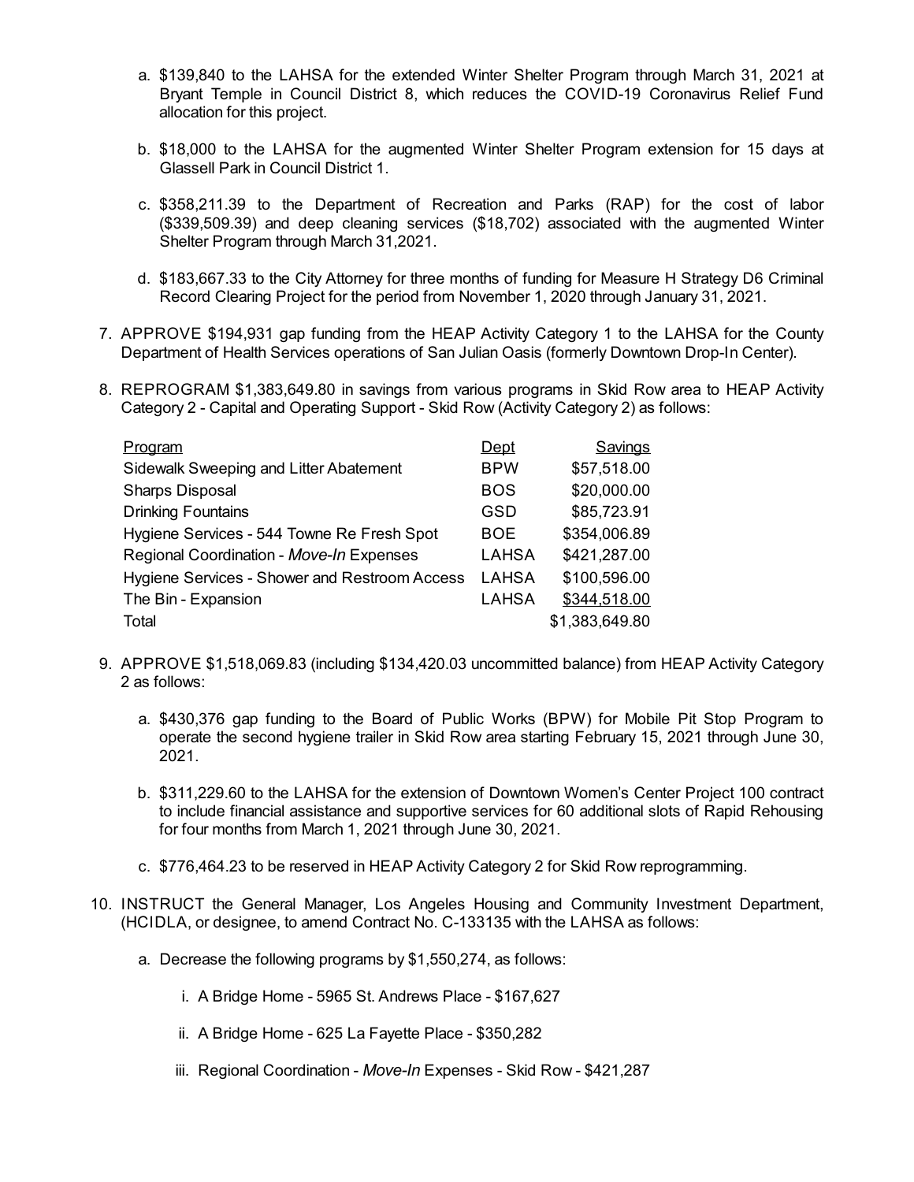a. $139,840 to the LAHSA for the extended Winter Shelter Program through March 31, 2021 at Bryant Temple in Council District 8, which reduces the COVID-19 Coronavirus Relief Fund allocation for this project.

b. $18,000 to the LAHSA for the augmented Winter Shelter Program extension for 15 days at Glassell Park in Council District 1.

c. $358,211.39 to the Department of Recreation and Parks (RAP) for the cost of labor ($339,509.39) and deep cleaning services ($18,702) associated with the augmented Winter Shelter Program through March 31,2021.

d. $183,667.33 to the City Attorney for three months of funding for Measure H Strategy D6 Criminal Record Clearing Project for the period from November 1, 2020 through January 31, 2021.

7. APPROVE $194,931 gap funding from the HEAP Activity Category 1 to the LAHSA for the County Department of Health Services operations of San Julian Oasis (formerly Downtown Drop-In Center).

8. REPROGRAM $1,383,649.80 in savings from various programs in Skid Row area to HEAP Activity Category 2 - Capital and Operating Support - Skid Row (Activity Category 2) as follows:

| Program | Dept | Savings |
|---|---|---:|
| Sidewalk Sweeping and Litter Abatement | BPW | $57,518.00 |
| Sharps Disposal | BOS | $20,000.00 |
| Drinking Fountains | GSD | $85,723.91 |
| Hygiene Services - 544 Towne Re Fresh Spot | BOE | $354,006.89 |
| Regional Coordination - *Move-In* Expenses | LAHSA | $421,287.00 |
| Hygiene Services - Shower and Restroom Access | LAHSA | $100,596.00 |
| The Bin - Expansion | LAHSA | $344,518.00 |
| Total | | $1,383,649.80 |

9. APPROVE $1,518,069.83 (including $134,420.03 uncommitted balance) from HEAP Activity Category 2 as follows:

   a. $430,376 gap funding to the Board of Public Works (BPW) for Mobile Pit Stop Program to operate the second hygiene trailer in Skid Row area starting February 15, 2021 through June 30, 2021.

   b. $311,229.60 to the LAHSA for the extension of Downtown Women's Center Project 100 contract to include financial assistance and supportive services for 60 additional slots of Rapid Rehousing for four months from March 1, 2021 through June 30, 2021.

   c. $776,464.23 to be reserved in HEAP Activity Category 2 for Skid Row reprogramming.

10. INSTRUCT the General Manager, Los Angeles Housing and Community Investment Department, (HCIDLA, or designee, to amend Contract No. C-133135 with the LAHSA as follows:

    a. Decrease the following programs by $1,550,274, as follows:

       i. A Bridge Home - 5965 St. Andrews Place - $167,627

       ii. A Bridge Home - 625 La Fayette Place - $350,282

       iii. Regional Coordination - *Move-In* Expenses - Skid Row - $421,287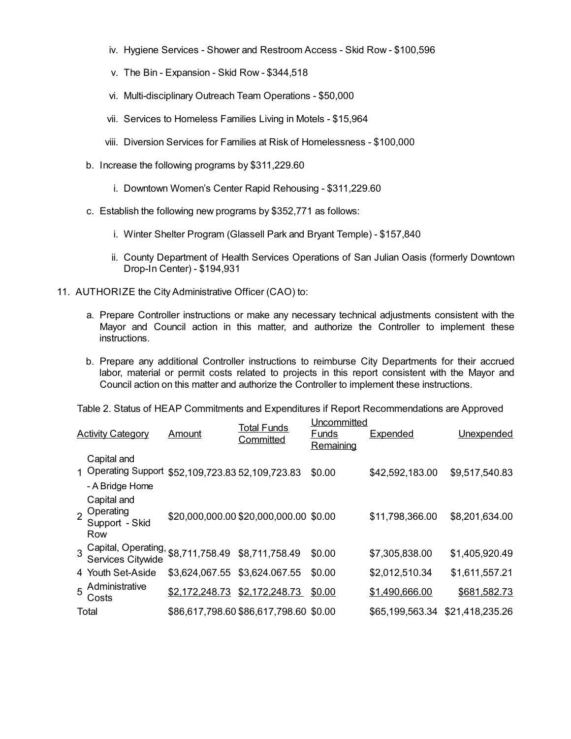iv. Hygiene Services - Shower and Restroom Access - Skid Row - $100,596

v. The Bin - Expansion - Skid Row - $344,518

vi. Multi-disciplinary Outreach Team Operations - $50,000

vii. Services to Homeless Families Living in Motels - $15,964

viii. Diversion Services for Families at Risk of Homelessness - $100,000

b. Increase the following programs by $311,229.60

i. Downtown Women's Center Rapid Rehousing - $311,229.60

c. Establish the following new programs by $352,771 as follows:

i. Winter Shelter Program (Glassell Park and Bryant Temple) - $157,840

ii. County Department of Health Services Operations of San Julian Oasis (formerly Downtown Drop-In Center) - $194,931

11. AUTHORIZE the City Administrative Officer (CAO) to:

a. Prepare Controller instructions or make any necessary technical adjustments consistent with the Mayor and Council action in this matter, and authorize the Controller to implement these instructions.

b. Prepare any additional Controller instructions to reimburse City Departments for their accrued labor, material or permit costs related to projects in this report consistent with the Mayor and Council action on this matter and authorize the Controller to implement these instructions.

Table 2. Status of HEAP Commitments and Expenditures if Report Recommendations are Approved

| | Activity Category | Amount | Total Funds Committed | Uncommitted Funds Remaining | Expended | Unexpended |
|---|---|---|---|---|---|---|
| 1 | Capital and Operating Support - A Bridge Home | $52,109,723.83 | 52,109,723.83 | $0.00 | $42,592,183.00 | $9,517,540.83 |
| 2 | Capital and Operating Support - Skid Row | $20,000,000.00 | $20,000,000.00 | $0.00 | $11,798,366.00 | $8,201,634.00 |
| 3 | Capital, Operating, Services Citywide | $8,711,758.49 | $8,711,758.49 | $0.00 | $7,305,838.00 | $1,405,920.49 |
| 4 | Youth Set-Aside | $3,624,067.55 | $3,624.067.55 | $0.00 | $2,012,510.34 | $1,611,557.21 |
| 5 | Administrative Costs | $2,172,248.73 | $2,172,248.73 | $0.00 | $1,490,666.00 | $681,582.73 |
| Total | | $86,617,798.60 | $86,617,798.60 | $0.00 | $65,199,563.34 | $21,418,235.26 |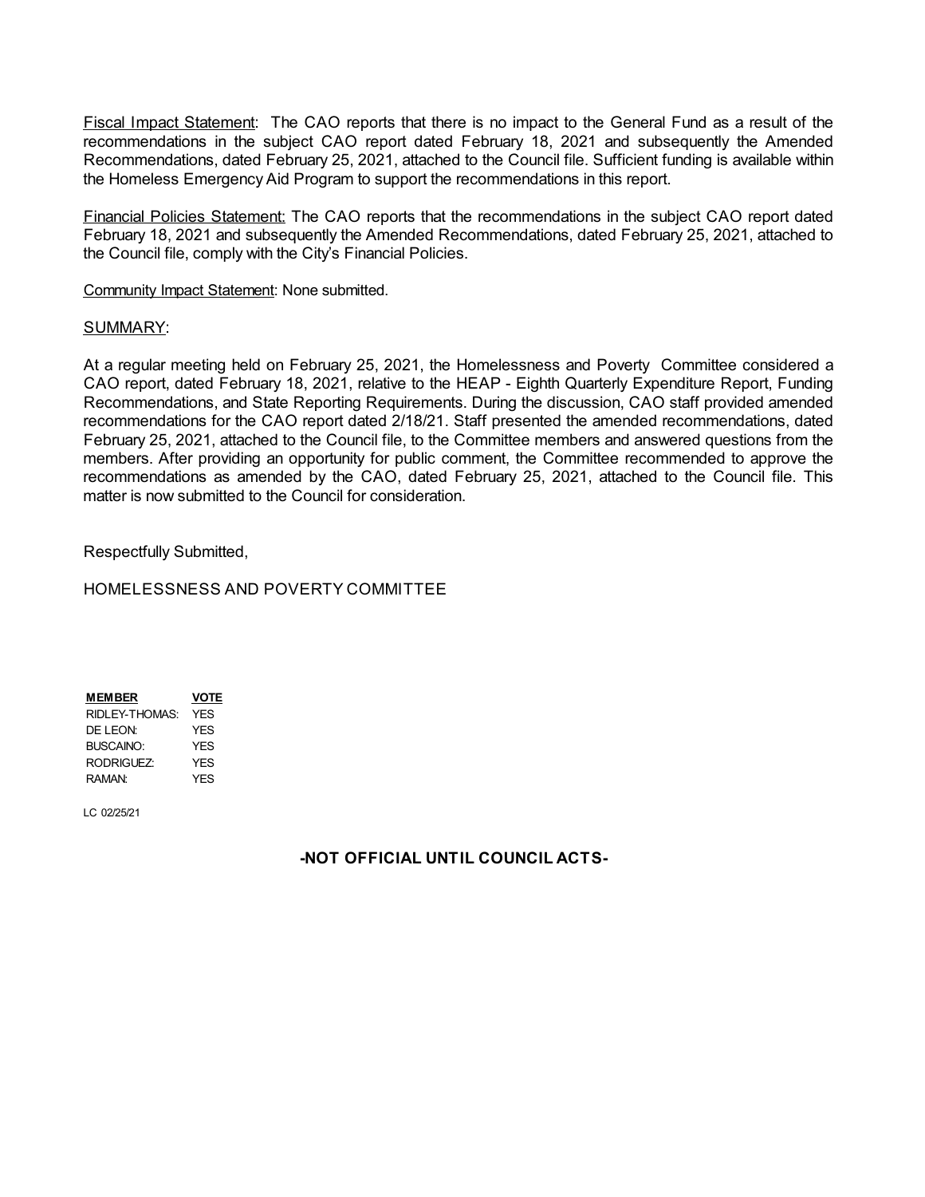Fiscal Impact Statement: The CAO reports that there is no impact to the General Fund as a result of the recommendations in the subject CAO report dated February 18, 2021 and subsequently the Amended Recommendations, dated February 25, 2021, attached to the Council file. Sufficient funding is available within the Homeless Emergency Aid Program to support the recommendations in this report.

Financial Policies Statement: The CAO reports that the recommendations in the subject CAO report dated February 18, 2021 and subsequently the Amended Recommendations, dated February 25, 2021, attached to the Council file, comply with the City's Financial Policies.

Community Impact Statement: None submitted.

SUMMARY:

At a regular meeting held on February 25, 2021, the Homelessness and Poverty Committee considered a CAO report, dated February 18, 2021, relative to the HEAP - Eighth Quarterly Expenditure Report, Funding Recommendations, and State Reporting Requirements. During the discussion, CAO staff provided amended recommendations for the CAO report dated 2/18/21. Staff presented the amended recommendations, dated February 25, 2021, attached to the Council file, to the Committee members and answered questions from the members. After providing an opportunity for public comment, the Committee recommended to approve the recommendations as amended by the CAO, dated February 25, 2021, attached to the Council file. This matter is now submitted to the Council for consideration.

Respectfully Submitted,

HOMELESSNESS AND POVERTY COMMITTEE

| MEMBER | VOTE |
|---|---|
| RIDLEY-THOMAS: | YES |
| DE LEON: | YES |
| BUSCAINO: | YES |
| RODRIGUEZ: | YES |
| RAMAN: | YES |

LC 02/25/21

**-NOT OFFICIAL UNTIL COUNCIL ACTS-**